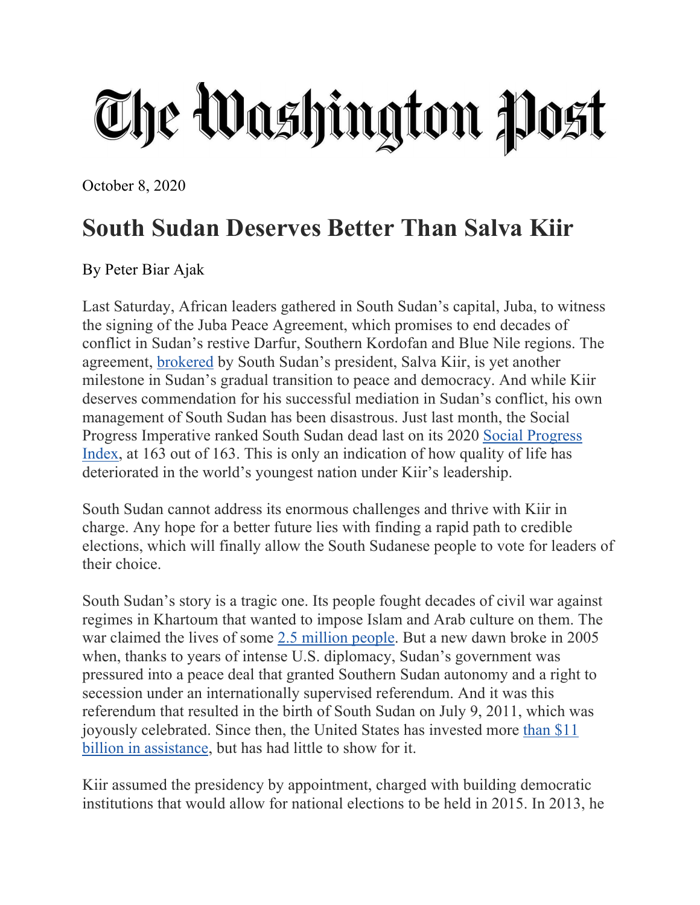The Washington Post

October 8, 2020

# South Sudan Deserves Better Than Salva Kiir

By Peter Biar Ajak

Last Saturday, African leaders gathered in South Sudan's capital, Juba, to witness the signing of the Juba Peace Agreement, which promises to end decades of conflict in Sudan's restive Darfur, Southern Kordofan and Blue Nile regions. The agreement, brokered by South Sudan's president, Salva Kiir, is yet another milestone in Sudan's gradual transition to peace and democracy. And while Kiir deserves commendation for his successful mediation in Sudan's conflict, his own management of South Sudan has been disastrous. Just last month, the Social Progress Imperative ranked South Sudan dead last on its 2020 Social Progress Index, at 163 out of 163. This is only an indication of how quality of life has deteriorated in the world's youngest nation under Kiir's leadership.

South Sudan cannot address its enormous challenges and thrive with Kiir in charge. Any hope for a better future lies with finding a rapid path to credible elections, which will finally allow the South Sudanese people to vote for leaders of their choice.

South Sudan's story is a tragic one. Its people fought decades of civil war against regimes in Khartoum that wanted to impose Islam and Arab culture on them. The war claimed the lives of some 2.5 million people. But a new dawn broke in 2005 when, thanks to years of intense U.S. diplomacy, Sudan's government was pressured into a peace deal that granted Southern Sudan autonomy and a right to secession under an internationally supervised referendum. And it was this referendum that resulted in the birth of South Sudan on July 9, 2011, which was joyously celebrated. Since then, the United States has invested more than $11 billion in assistance, but has had little to show for it.

Kiir assumed the presidency by appointment, charged with building democratic institutions that would allow for national elections to be held in 2015. In 2013, he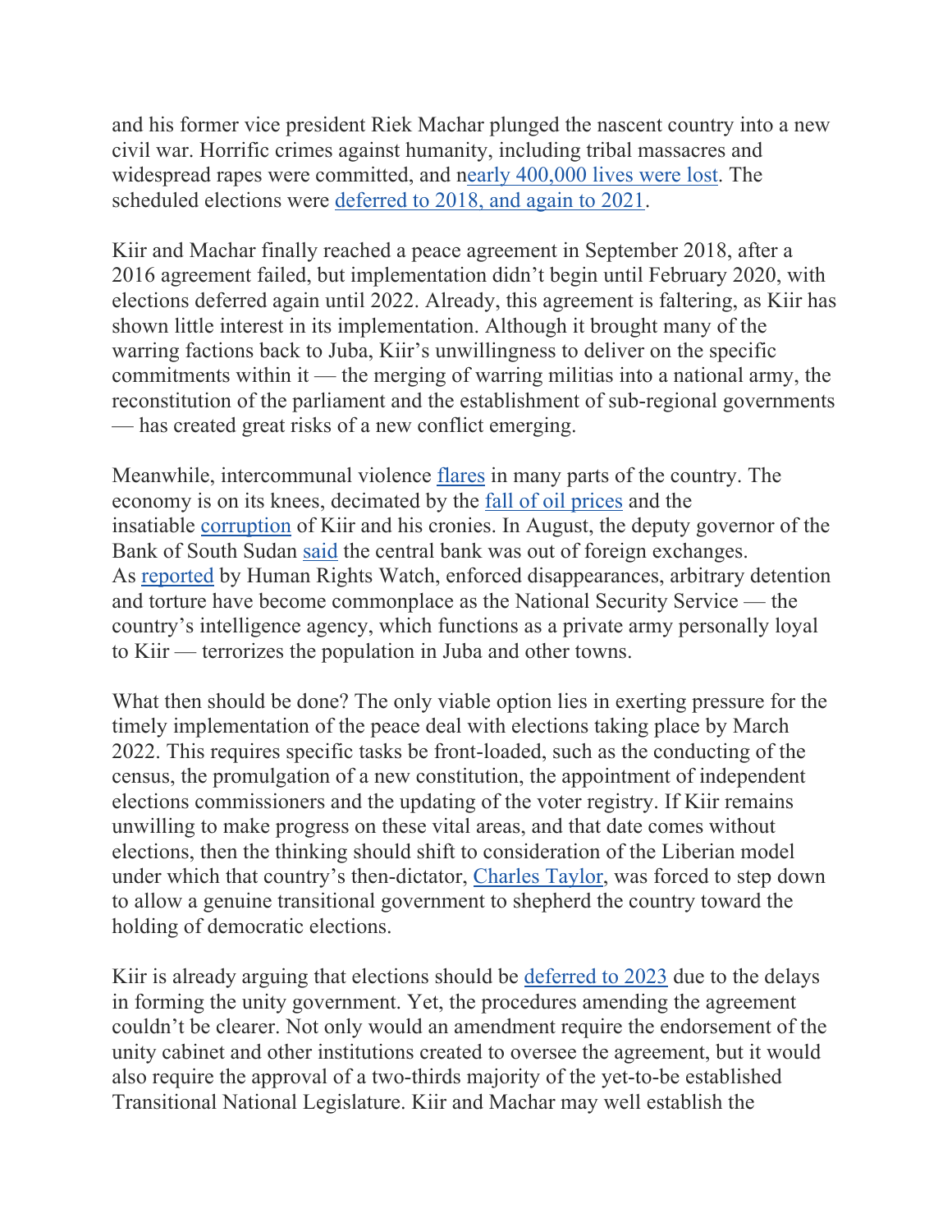and his former vice president Riek Machar plunged the nascent country into a new civil war. Horrific crimes against humanity, including tribal massacres and widespread rapes were committed, and nearly 400,000 lives were lost. The scheduled elections were deferred to 2018, and again to 2021.

Kiir and Machar finally reached a peace agreement in September 2018, after a 2016 agreement failed, but implementation didn't begin until February 2020, with elections deferred again until 2022. Already, this agreement is faltering, as Kiir has shown little interest in its implementation. Although it brought many of the warring factions back to Juba, Kiir's unwillingness to deliver on the specific commitments within it — the merging of warring militias into a national army, the reconstitution of the parliament and the establishment of sub-regional governments — has created great risks of a new conflict emerging.

Meanwhile, intercommunal violence flares in many parts of the country. The economy is on its knees, decimated by the fall of oil prices and the insatiable corruption of Kiir and his cronies. In August, the deputy governor of the Bank of South Sudan said the central bank was out of foreign exchanges. As reported by Human Rights Watch, enforced disappearances, arbitrary detention and torture have become commonplace as the National Security Service — the country's intelligence agency, which functions as a private army personally loyal to Kiir — terrorizes the population in Juba and other towns.

What then should be done? The only viable option lies in exerting pressure for the timely implementation of the peace deal with elections taking place by March 2022. This requires specific tasks be front-loaded, such as the conducting of the census, the promulgation of a new constitution, the appointment of independent elections commissioners and the updating of the voter registry. If Kiir remains unwilling to make progress on these vital areas, and that date comes without elections, then the thinking should shift to consideration of the Liberian model under which that country's then-dictator, Charles Taylor, was forced to step down to allow a genuine transitional government to shepherd the country toward the holding of democratic elections.

Kiir is already arguing that elections should be deferred to 2023 due to the delays in forming the unity government. Yet, the procedures amending the agreement couldn't be clearer. Not only would an amendment require the endorsement of the unity cabinet and other institutions created to oversee the agreement, but it would also require the approval of a two-thirds majority of the yet-to-be established Transitional National Legislature. Kiir and Machar may well establish the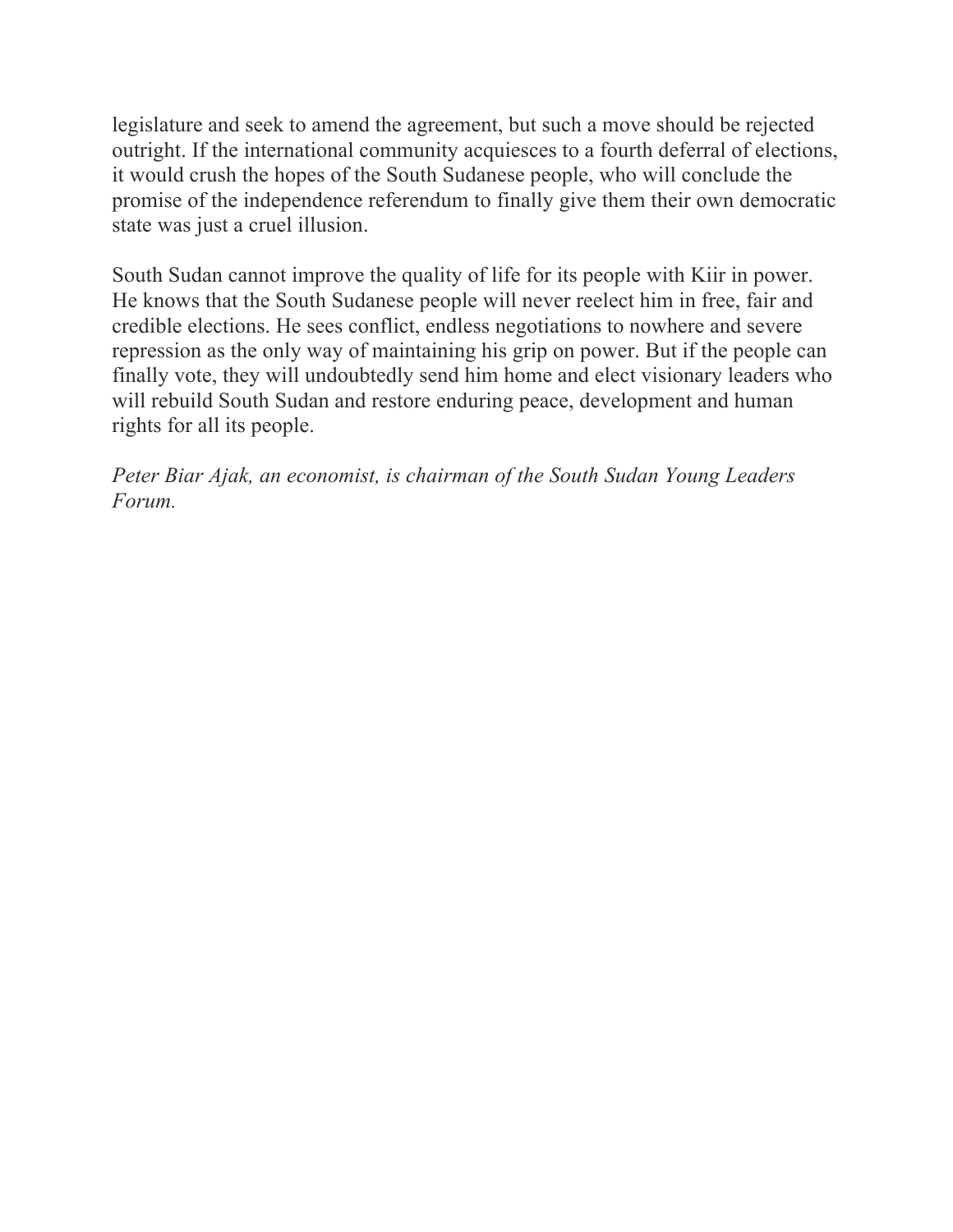legislature and seek to amend the agreement, but such a move should be rejected outright. If the international community acquiesces to a fourth deferral of elections, it would crush the hopes of the South Sudanese people, who will conclude the promise of the independence referendum to finally give them their own democratic state was just a cruel illusion.

South Sudan cannot improve the quality of life for its people with Kiir in power. He knows that the South Sudanese people will never reelect him in free, fair and credible elections. He sees conflict, endless negotiations to nowhere and severe repression as the only way of maintaining his grip on power. But if the people can finally vote, they will undoubtedly send him home and elect visionary leaders who will rebuild South Sudan and restore enduring peace, development and human rights for all its people.

*Peter Biar Ajak, an economist, is chairman of the South Sudan Young Leaders Forum.*